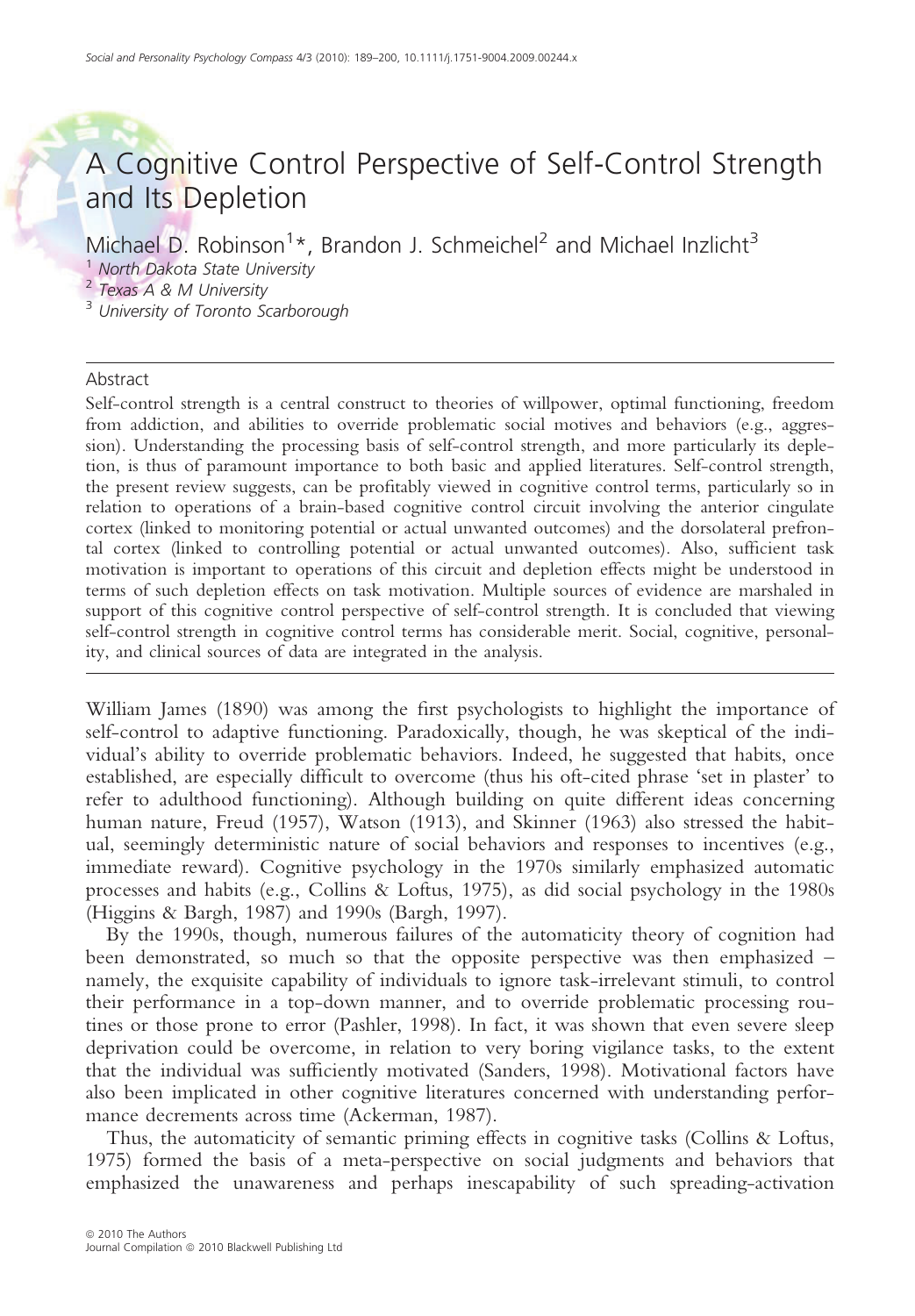# A Cognitive Control Perspective of Self-Control Strength and Its Depletion

Michael D. Robinson[1]*, Brandon J. Schmeichel[2] and Michael Inzlicht[3]

[1] North Dakota State University
[2] Texas A & M University
[3] University of Toronto Scarborough

## Abstract

Self-control strength is a central construct to theories of willpower, optimal functioning, freedom from addiction, and abilities to override problematic social motives and behaviors (e.g., aggression). Understanding the processing basis of self-control strength, and more particularly its depletion, is thus of paramount importance to both basic and applied literatures. Self-control strength, the present review suggests, can be profitably viewed in cognitive control terms, particularly so in relation to operations of a brain-based cognitive control circuit involving the anterior cingulate cortex (linked to monitoring potential or actual unwanted outcomes) and the dorsolateral prefrontal cortex (linked to controlling potential or actual unwanted outcomes). Also, sufficient task motivation is important to operations of this circuit and depletion effects might be understood in terms of such depletion effects on task motivation. Multiple sources of evidence are marshaled in support of this cognitive control perspective of self-control strength. It is concluded that viewing self-control strength in cognitive control terms has considerable merit. Social, cognitive, personality, and clinical sources of data are integrated in the analysis.

William James (1890) was among the first psychologists to highlight the importance of self-control to adaptive functioning. Paradoxically, though, he was skeptical of the individual's ability to override problematic behaviors. Indeed, he suggested that habits, once established, are especially difficult to overcome (thus his oft-cited phrase 'set in plaster' to refer to adulthood functioning). Although building on quite different ideas concerning human nature, Freud (1957), Watson (1913), and Skinner (1963) also stressed the habitual, seemingly deterministic nature of social behaviors and responses to incentives (e.g., immediate reward). Cognitive psychology in the 1970s similarly emphasized automatic processes and habits (e.g., Collins & Loftus, 1975), as did social psychology in the 1980s (Higgins & Bargh, 1987) and 1990s (Bargh, 1997).

By the 1990s, though, numerous failures of the automaticity theory of cognition had been demonstrated, so much so that the opposite perspective was then emphasized – namely, the exquisite capability of individuals to ignore task-irrelevant stimuli, to control their performance in a top-down manner, and to override problematic processing routines or those prone to error (Pashler, 1998). In fact, it was shown that even severe sleep deprivation could be overcome, in relation to very boring vigilance tasks, to the extent that the individual was sufficiently motivated (Sanders, 1998). Motivational factors have also been implicated in other cognitive literatures concerned with understanding performance decrements across time (Ackerman, 1987).

Thus, the automaticity of semantic priming effects in cognitive tasks (Collins & Loftus, 1975) formed the basis of a meta-perspective on social judgments and behaviors that emphasized the unawareness and perhaps inescapability of such spreading-activation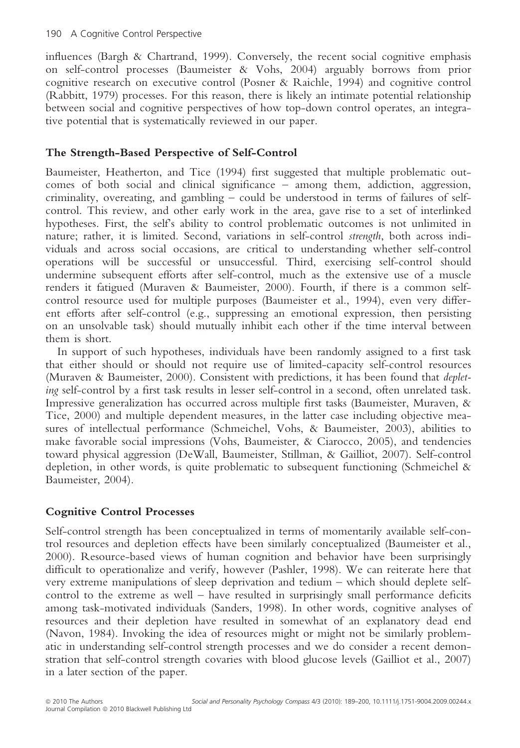influences (Bargh & Chartrand, 1999). Conversely, the recent social cognitive emphasis on self-control processes (Baumeister & Vohs, 2004) arguably borrows from prior cognitive research on executive control (Posner & Raichle, 1994) and cognitive control (Rabbitt, 1979) processes. For this reason, there is likely an intimate potential relationship between social and cognitive perspectives of how top-down control operates, an integrative potential that is systematically reviewed in our paper.

## The Strength-Based Perspective of Self-Control

Baumeister, Heatherton, and Tice (1994) first suggested that multiple problematic outcomes of both social and clinical significance – among them, addiction, aggression, criminality, overeating, and gambling – could be understood in terms of failures of self-control. This review, and other early work in the area, gave rise to a set of interlinked hypotheses. First, the self's ability to control problematic outcomes is not unlimited in nature; rather, it is limited. Second, variations in self-control *strength*, both across individuals and across social occasions, are critical to understanding whether self-control operations will be successful or unsuccessful. Third, exercising self-control should undermine subsequent efforts after self-control, much as the extensive use of a muscle renders it fatigued (Muraven & Baumeister, 2000). Fourth, if there is a common self-control resource used for multiple purposes (Baumeister et al., 1994), even very different efforts after self-control (e.g., suppressing an emotional expression, then persisting on an unsolvable task) should mutually inhibit each other if the time interval between them is short.

In support of such hypotheses, individuals have been randomly assigned to a first task that either should or should not require use of limited-capacity self-control resources (Muraven & Baumeister, 2000). Consistent with predictions, it has been found that *depleting* self-control by a first task results in lesser self-control in a second, often unrelated task. Impressive generalization has occurred across multiple first tasks (Baumeister, Muraven, & Tice, 2000) and multiple dependent measures, in the latter case including objective measures of intellectual performance (Schmeichel, Vohs, & Baumeister, 2003), abilities to make favorable social impressions (Vohs, Baumeister, & Ciarocco, 2005), and tendencies toward physical aggression (DeWall, Baumeister, Stillman, & Gailliot, 2007). Self-control depletion, in other words, is quite problematic to subsequent functioning (Schmeichel & Baumeister, 2004).

## Cognitive Control Processes

Self-control strength has been conceptualized in terms of momentarily available self-control resources and depletion effects have been similarly conceptualized (Baumeister et al., 2000). Resource-based views of human cognition and behavior have been surprisingly difficult to operationalize and verify, however (Pashler, 1998). We can reiterate here that very extreme manipulations of sleep deprivation and tedium – which should deplete self-control to the extreme as well – have resulted in surprisingly small performance deficits among task-motivated individuals (Sanders, 1998). In other words, cognitive analyses of resources and their depletion have resulted in somewhat of an explanatory dead end (Navon, 1984). Invoking the idea of resources might or might not be similarly problematic in understanding self-control strength processes and we do consider a recent demonstration that self-control strength covaries with blood glucose levels (Gailliot et al., 2007) in a later section of the paper.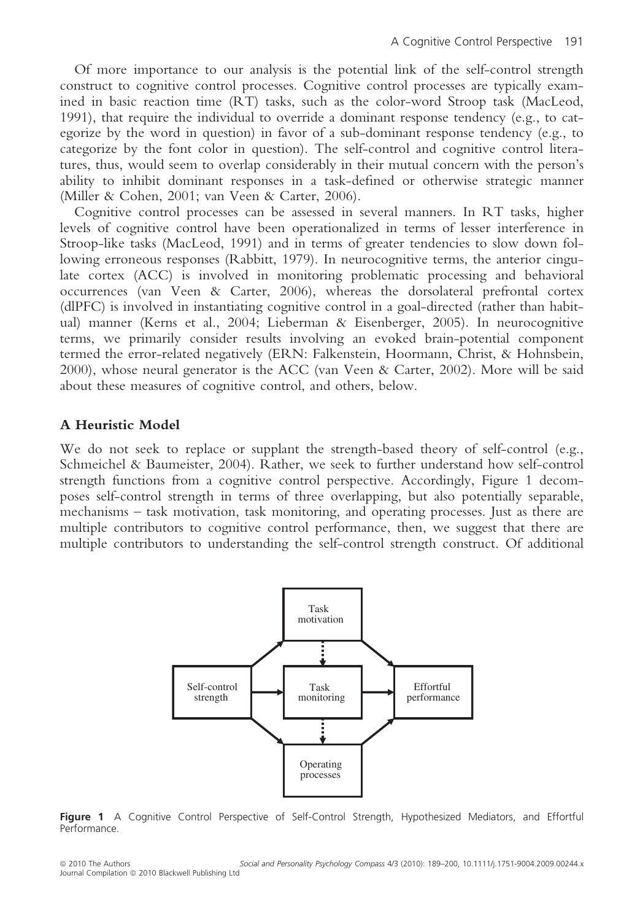Of more importance to our analysis is the potential link of the self-control strength construct to cognitive control processes. Cognitive control processes are typically examined in basic reaction time (RT) tasks, such as the color-word Stroop task (MacLeod, 1991), that require the individual to override a dominant response tendency (e.g., to categorize by the word in question) in favor of a sub-dominant response tendency (e.g., to categorize by the font color in question). The self-control and cognitive control literatures, thus, would seem to overlap considerably in their mutual concern with the person's ability to inhibit dominant responses in a task-defined or otherwise strategic manner (Miller & Cohen, 2001; van Veen & Carter, 2006).

Cognitive control processes can be assessed in several manners. In RT tasks, higher levels of cognitive control have been operationalized in terms of lesser interference in Stroop-like tasks (MacLeod, 1991) and in terms of greater tendencies to slow down following erroneous responses (Rabbitt, 1979). In neurocognitive terms, the anterior cingulate cortex (ACC) is involved in monitoring problematic processing and behavioral occurrences (van Veen & Carter, 2006), whereas the dorsolateral prefrontal cortex (dlPFC) is involved in instantiating cognitive control in a goal-directed (rather than habitual) manner (Kerns et al., 2004; Lieberman & Eisenberger, 2005). In neurocognitive terms, we primarily consider results involving an evoked brain-potential component termed the error-related negatively (ERN: Falkenstein, Hoormann, Christ, & Hohnsbein, 2000), whose neural generator is the ACC (van Veen & Carter, 2002). More will be said about these measures of cognitive control, and others, below.

## A Heuristic Model

We do not seek to replace or supplant the strength-based theory of self-control (e.g., Schmeichel & Baumeister, 2004). Rather, we seek to further understand how self-control strength functions from a cognitive control perspective. Accordingly, Figure 1 decomposes self-control strength in terms of three overlapping, but also potentially separable, mechanisms – task motivation, task monitoring, and operating processes. Just as there are multiple contributors to cognitive control performance, then, we suggest that there are multiple contributors to understanding the self-control strength construct. Of additional

**Figure 1** A Cognitive Control Perspective of Self-Control Strength, Hypothesized Mediators, and Effortful Performance.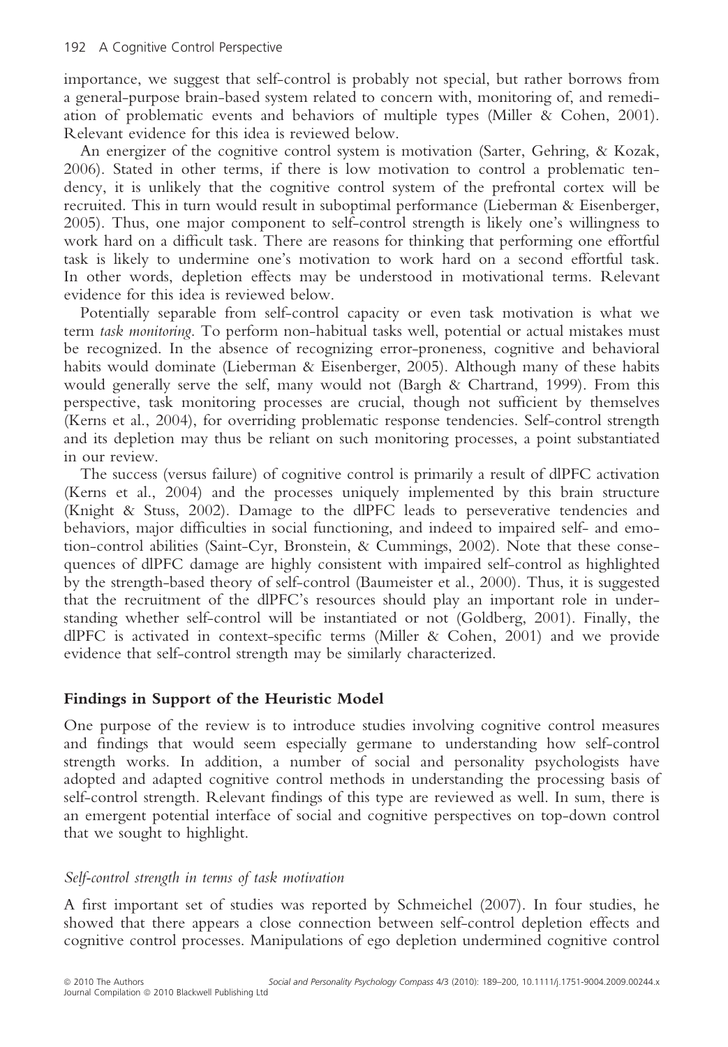importance, we suggest that self-control is probably not special, but rather borrows from a general-purpose brain-based system related to concern with, monitoring of, and remediation of problematic events and behaviors of multiple types (Miller & Cohen, 2001). Relevant evidence for this idea is reviewed below.

An energizer of the cognitive control system is motivation (Sarter, Gehring, & Kozak, 2006). Stated in other terms, if there is low motivation to control a problematic tendency, it is unlikely that the cognitive control system of the prefrontal cortex will be recruited. This in turn would result in suboptimal performance (Lieberman & Eisenberger, 2005). Thus, one major component to self-control strength is likely one's willingness to work hard on a difficult task. There are reasons for thinking that performing one effortful task is likely to undermine one's motivation to work hard on a second effortful task. In other words, depletion effects may be understood in motivational terms. Relevant evidence for this idea is reviewed below.

Potentially separable from self-control capacity or even task motivation is what we term *task monitoring*. To perform non-habitual tasks well, potential or actual mistakes must be recognized. In the absence of recognizing error-proneness, cognitive and behavioral habits would dominate (Lieberman & Eisenberger, 2005). Although many of these habits would generally serve the self, many would not (Bargh & Chartrand, 1999). From this perspective, task monitoring processes are crucial, though not sufficient by themselves (Kerns et al., 2004), for overriding problematic response tendencies. Self-control strength and its depletion may thus be reliant on such monitoring processes, a point substantiated in our review.

The success (versus failure) of cognitive control is primarily a result of dlPFC activation (Kerns et al., 2004) and the processes uniquely implemented by this brain structure (Knight & Stuss, 2002). Damage to the dlPFC leads to perseverative tendencies and behaviors, major difficulties in social functioning, and indeed to impaired self- and emotion-control abilities (Saint-Cyr, Bronstein, & Cummings, 2002). Note that these consequences of dlPFC damage are highly consistent with impaired self-control as highlighted by the strength-based theory of self-control (Baumeister et al., 2000). Thus, it is suggested that the recruitment of the dlPFC's resources should play an important role in understanding whether self-control will be instantiated or not (Goldberg, 2001). Finally, the dlPFC is activated in context-specific terms (Miller & Cohen, 2001) and we provide evidence that self-control strength may be similarly characterized.

## Findings in Support of the Heuristic Model

One purpose of the review is to introduce studies involving cognitive control measures and findings that would seem especially germane to understanding how self-control strength works. In addition, a number of social and personality psychologists have adopted and adapted cognitive control methods in understanding the processing basis of self-control strength. Relevant findings of this type are reviewed as well. In sum, there is an emergent potential interface of social and cognitive perspectives on top-down control that we sought to highlight.

### *Self-control strength in terms of task motivation*

A first important set of studies was reported by Schmeichel (2007). In four studies, he showed that there appears a close connection between self-control depletion effects and cognitive control processes. Manipulations of ego depletion undermined cognitive control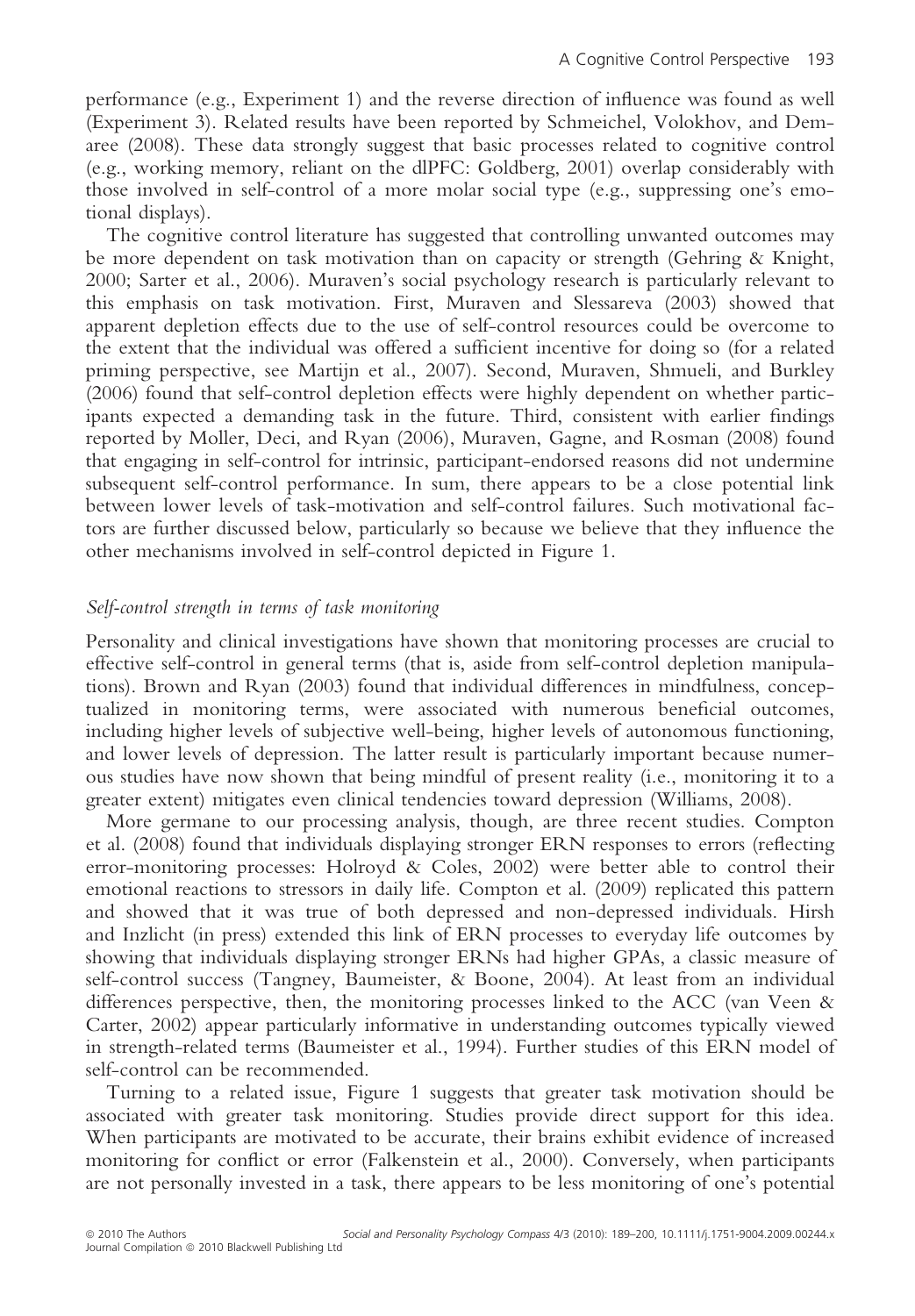performance (e.g., Experiment 1) and the reverse direction of influence was found as well (Experiment 3). Related results have been reported by Schmeichel, Volokhov, and Demaree (2008). These data strongly suggest that basic processes related to cognitive control (e.g., working memory, reliant on the dlPFC: Goldberg, 2001) overlap considerably with those involved in self-control of a more molar social type (e.g., suppressing one's emotional displays).

The cognitive control literature has suggested that controlling unwanted outcomes may be more dependent on task motivation than on capacity or strength (Gehring & Knight, 2000; Sarter et al., 2006). Muraven's social psychology research is particularly relevant to this emphasis on task motivation. First, Muraven and Slessareva (2003) showed that apparent depletion effects due to the use of self-control resources could be overcome to the extent that the individual was offered a sufficient incentive for doing so (for a related priming perspective, see Martijn et al., 2007). Second, Muraven, Shmueli, and Burkley (2006) found that self-control depletion effects were highly dependent on whether participants expected a demanding task in the future. Third, consistent with earlier findings reported by Moller, Deci, and Ryan (2006), Muraven, Gagne, and Rosman (2008) found that engaging in self-control for intrinsic, participant-endorsed reasons did not undermine subsequent self-control performance. In sum, there appears to be a close potential link between lower levels of task-motivation and self-control failures. Such motivational factors are further discussed below, particularly so because we believe that they influence the other mechanisms involved in self-control depicted in Figure 1.

### *Self-control strength in terms of task monitoring*

Personality and clinical investigations have shown that monitoring processes are crucial to effective self-control in general terms (that is, aside from self-control depletion manipulations). Brown and Ryan (2003) found that individual differences in mindfulness, conceptualized in monitoring terms, were associated with numerous beneficial outcomes, including higher levels of subjective well-being, higher levels of autonomous functioning, and lower levels of depression. The latter result is particularly important because numerous studies have now shown that being mindful of present reality (i.e., monitoring it to a greater extent) mitigates even clinical tendencies toward depression (Williams, 2008).

More germane to our processing analysis, though, are three recent studies. Compton et al. (2008) found that individuals displaying stronger ERN responses to errors (reflecting error-monitoring processes: Holroyd & Coles, 2002) were better able to control their emotional reactions to stressors in daily life. Compton et al. (2009) replicated this pattern and showed that it was true of both depressed and non-depressed individuals. Hirsh and Inzlicht (in press) extended this link of ERN processes to everyday life outcomes by showing that individuals displaying stronger ERNs had higher GPAs, a classic measure of self-control success (Tangney, Baumeister, & Boone, 2004). At least from an individual differences perspective, then, the monitoring processes linked to the ACC (van Veen & Carter, 2002) appear particularly informative in understanding outcomes typically viewed in strength-related terms (Baumeister et al., 1994). Further studies of this ERN model of self-control can be recommended.

Turning to a related issue, Figure 1 suggests that greater task motivation should be associated with greater task monitoring. Studies provide direct support for this idea. When participants are motivated to be accurate, their brains exhibit evidence of increased monitoring for conflict or error (Falkenstein et al., 2000). Conversely, when participants are not personally invested in a task, there appears to be less monitoring of one's potential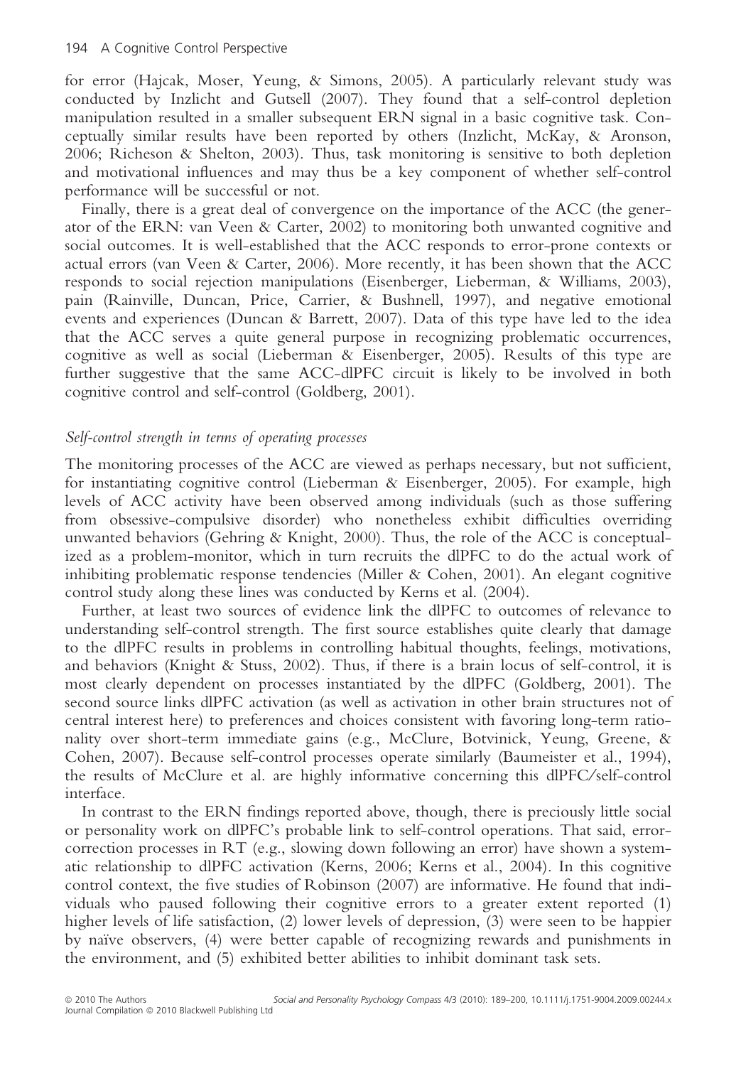for error (Hajcak, Moser, Yeung, & Simons, 2005). A particularly relevant study was conducted by Inzlicht and Gutsell (2007). They found that a self-control depletion manipulation resulted in a smaller subsequent ERN signal in a basic cognitive task. Conceptually similar results have been reported by others (Inzlicht, McKay, & Aronson, 2006; Richeson & Shelton, 2003). Thus, task monitoring is sensitive to both depletion and motivational influences and may thus be a key component of whether self-control performance will be successful or not.

Finally, there is a great deal of convergence on the importance of the ACC (the generator of the ERN: van Veen & Carter, 2002) to monitoring both unwanted cognitive and social outcomes. It is well-established that the ACC responds to error-prone contexts or actual errors (van Veen & Carter, 2006). More recently, it has been shown that the ACC responds to social rejection manipulations (Eisenberger, Lieberman, & Williams, 2003), pain (Rainville, Duncan, Price, Carrier, & Bushnell, 1997), and negative emotional events and experiences (Duncan & Barrett, 2007). Data of this type have led to the idea that the ACC serves a quite general purpose in recognizing problematic occurrences, cognitive as well as social (Lieberman & Eisenberger, 2005). Results of this type are further suggestive that the same ACC-dlPFC circuit is likely to be involved in both cognitive control and self-control (Goldberg, 2001).

### *Self-control strength in terms of operating processes*

The monitoring processes of the ACC are viewed as perhaps necessary, but not sufficient, for instantiating cognitive control (Lieberman & Eisenberger, 2005). For example, high levels of ACC activity have been observed among individuals (such as those suffering from obsessive-compulsive disorder) who nonetheless exhibit difficulties overriding unwanted behaviors (Gehring & Knight, 2000). Thus, the role of the ACC is conceptualized as a problem-monitor, which in turn recruits the dlPFC to do the actual work of inhibiting problematic response tendencies (Miller & Cohen, 2001). An elegant cognitive control study along these lines was conducted by Kerns et al. (2004).

Further, at least two sources of evidence link the dlPFC to outcomes of relevance to understanding self-control strength. The first source establishes quite clearly that damage to the dlPFC results in problems in controlling habitual thoughts, feelings, motivations, and behaviors (Knight & Stuss, 2002). Thus, if there is a brain locus of self-control, it is most clearly dependent on processes instantiated by the dlPFC (Goldberg, 2001). The second source links dlPFC activation (as well as activation in other brain structures not of central interest here) to preferences and choices consistent with favoring long-term rationality over short-term immediate gains (e.g., McClure, Botvinick, Yeung, Greene, & Cohen, 2007). Because self-control processes operate similarly (Baumeister et al., 1994), the results of McClure et al. are highly informative concerning this dlPFC/self-control interface.

In contrast to the ERN findings reported above, though, there is preciously little social or personality work on dlPFC's probable link to self-control operations. That said, error-correction processes in RT (e.g., slowing down following an error) have shown a systematic relationship to dlPFC activation (Kerns, 2006; Kerns et al., 2004). In this cognitive control context, the five studies of Robinson (2007) are informative. He found that individuals who paused following their cognitive errors to a greater extent reported (1) higher levels of life satisfaction, (2) lower levels of depression, (3) were seen to be happier by naïve observers, (4) were better capable of recognizing rewards and punishments in the environment, and (5) exhibited better abilities to inhibit dominant task sets.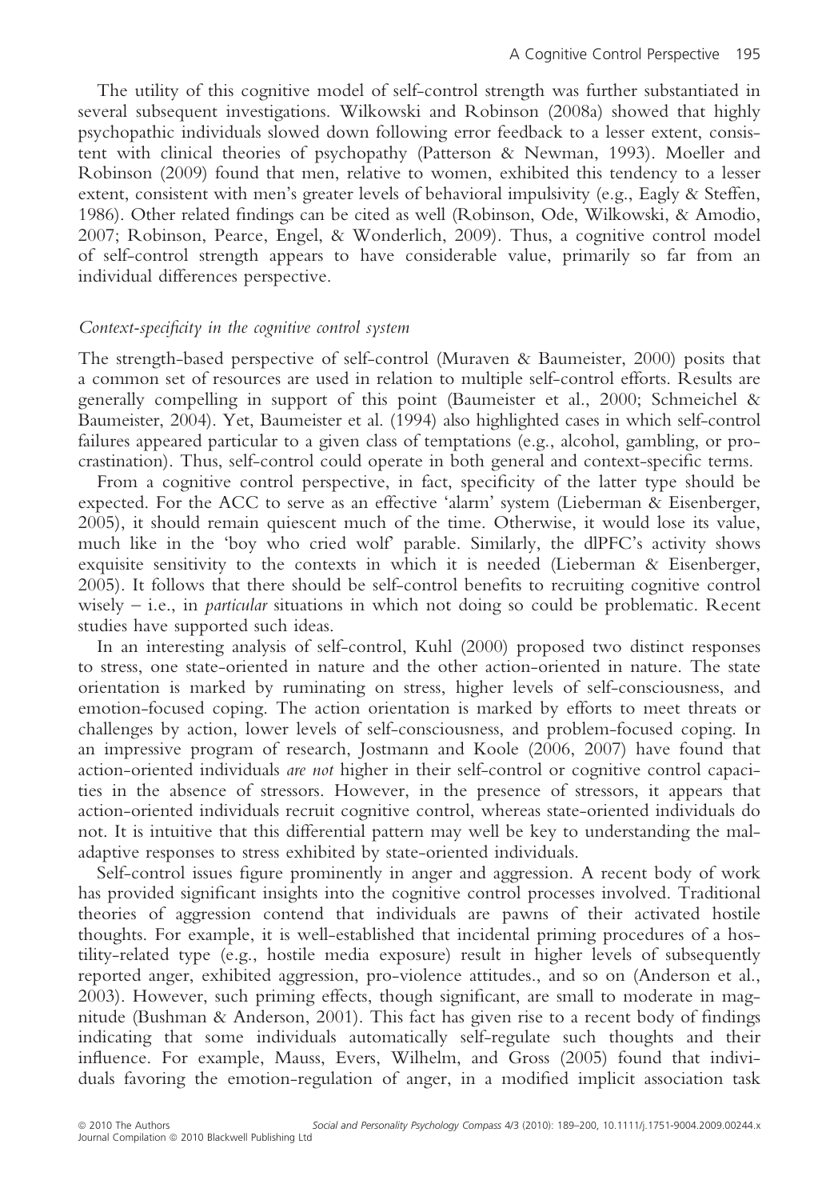The utility of this cognitive model of self-control strength was further substantiated in several subsequent investigations. Wilkowski and Robinson (2008a) showed that highly psychopathic individuals slowed down following error feedback to a lesser extent, consistent with clinical theories of psychopathy (Patterson & Newman, 1993). Moeller and Robinson (2009) found that men, relative to women, exhibited this tendency to a lesser extent, consistent with men's greater levels of behavioral impulsivity (e.g., Eagly & Steffen, 1986). Other related findings can be cited as well (Robinson, Ode, Wilkowski, & Amodio, 2007; Robinson, Pearce, Engel, & Wonderlich, 2009). Thus, a cognitive control model of self-control strength appears to have considerable value, primarily so far from an individual differences perspective.

### *Context-specificity in the cognitive control system*

The strength-based perspective of self-control (Muraven & Baumeister, 2000) posits that a common set of resources are used in relation to multiple self-control efforts. Results are generally compelling in support of this point (Baumeister et al., 2000; Schmeichel & Baumeister, 2004). Yet, Baumeister et al. (1994) also highlighted cases in which self-control failures appeared particular to a given class of temptations (e.g., alcohol, gambling, or procrastination). Thus, self-control could operate in both general and context-specific terms.

From a cognitive control perspective, in fact, specificity of the latter type should be expected. For the ACC to serve as an effective 'alarm' system (Lieberman & Eisenberger, 2005), it should remain quiescent much of the time. Otherwise, it would lose its value, much like in the 'boy who cried wolf' parable. Similarly, the dlPFC's activity shows exquisite sensitivity to the contexts in which it is needed (Lieberman & Eisenberger, 2005). It follows that there should be self-control benefits to recruiting cognitive control wisely – i.e., in *particular* situations in which not doing so could be problematic. Recent studies have supported such ideas.

In an interesting analysis of self-control, Kuhl (2000) proposed two distinct responses to stress, one state-oriented in nature and the other action-oriented in nature. The state orientation is marked by ruminating on stress, higher levels of self-consciousness, and emotion-focused coping. The action orientation is marked by efforts to meet threats or challenges by action, lower levels of self-consciousness, and problem-focused coping. In an impressive program of research, Jostmann and Koole (2006, 2007) have found that action-oriented individuals *are not* higher in their self-control or cognitive control capacities in the absence of stressors. However, in the presence of stressors, it appears that action-oriented individuals recruit cognitive control, whereas state-oriented individuals do not. It is intuitive that this differential pattern may well be key to understanding the maladaptive responses to stress exhibited by state-oriented individuals.

Self-control issues figure prominently in anger and aggression. A recent body of work has provided significant insights into the cognitive control processes involved. Traditional theories of aggression contend that individuals are pawns of their activated hostile thoughts. For example, it is well-established that incidental priming procedures of a hostility-related type (e.g., hostile media exposure) result in higher levels of subsequently reported anger, exhibited aggression, pro-violence attitudes., and so on (Anderson et al., 2003). However, such priming effects, though significant, are small to moderate in magnitude (Bushman & Anderson, 2001). This fact has given rise to a recent body of findings indicating that some individuals automatically self-regulate such thoughts and their influence. For example, Mauss, Evers, Wilhelm, and Gross (2005) found that individuals favoring the emotion-regulation of anger, in a modified implicit association task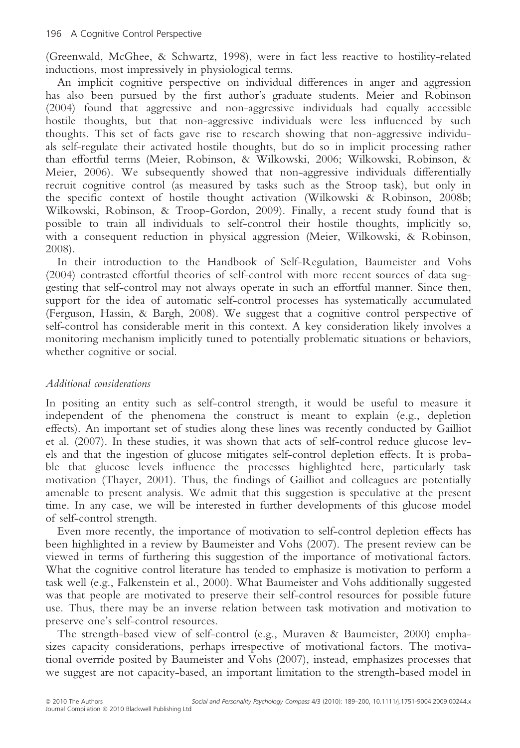(Greenwald, McGhee, & Schwartz, 1998), were in fact less reactive to hostility-related inductions, most impressively in physiological terms.

An implicit cognitive perspective on individual differences in anger and aggression has also been pursued by the first author's graduate students. Meier and Robinson (2004) found that aggressive and non-aggressive individuals had equally accessible hostile thoughts, but that non-aggressive individuals were less influenced by such thoughts. This set of facts gave rise to research showing that non-aggressive individuals self-regulate their activated hostile thoughts, but do so in implicit processing rather than effortful terms (Meier, Robinson, & Wilkowski, 2006; Wilkowski, Robinson, & Meier, 2006). We subsequently showed that non-aggressive individuals differentially recruit cognitive control (as measured by tasks such as the Stroop task), but only in the specific context of hostile thought activation (Wilkowski & Robinson, 2008b; Wilkowski, Robinson, & Troop-Gordon, 2009). Finally, a recent study found that is possible to train all individuals to self-control their hostile thoughts, implicitly so, with a consequent reduction in physical aggression (Meier, Wilkowski, & Robinson, 2008).

In their introduction to the Handbook of Self-Regulation, Baumeister and Vohs (2004) contrasted effortful theories of self-control with more recent sources of data suggesting that self-control may not always operate in such an effortful manner. Since then, support for the idea of automatic self-control processes has systematically accumulated (Ferguson, Hassin, & Bargh, 2008). We suggest that a cognitive control perspective of self-control has considerable merit in this context. A key consideration likely involves a monitoring mechanism implicitly tuned to potentially problematic situations or behaviors, whether cognitive or social.

### *Additional considerations*

In positing an entity such as self-control strength, it would be useful to measure it independent of the phenomena the construct is meant to explain (e.g., depletion effects). An important set of studies along these lines was recently conducted by Gailliot et al. (2007). In these studies, it was shown that acts of self-control reduce glucose levels and that the ingestion of glucose mitigates self-control depletion effects. It is probable that glucose levels influence the processes highlighted here, particularly task motivation (Thayer, 2001). Thus, the findings of Gailliot and colleagues are potentially amenable to present analysis. We admit that this suggestion is speculative at the present time. In any case, we will be interested in further developments of this glucose model of self-control strength.

Even more recently, the importance of motivation to self-control depletion effects has been highlighted in a review by Baumeister and Vohs (2007). The present review can be viewed in terms of furthering this suggestion of the importance of motivational factors. What the cognitive control literature has tended to emphasize is motivation to perform a task well (e.g., Falkenstein et al., 2000). What Baumeister and Vohs additionally suggested was that people are motivated to preserve their self-control resources for possible future use. Thus, there may be an inverse relation between task motivation and motivation to preserve one's self-control resources.

The strength-based view of self-control (e.g., Muraven & Baumeister, 2000) emphasizes capacity considerations, perhaps irrespective of motivational factors. The motivational override posited by Baumeister and Vohs (2007), instead, emphasizes processes that we suggest are not capacity-based, an important limitation to the strength-based model in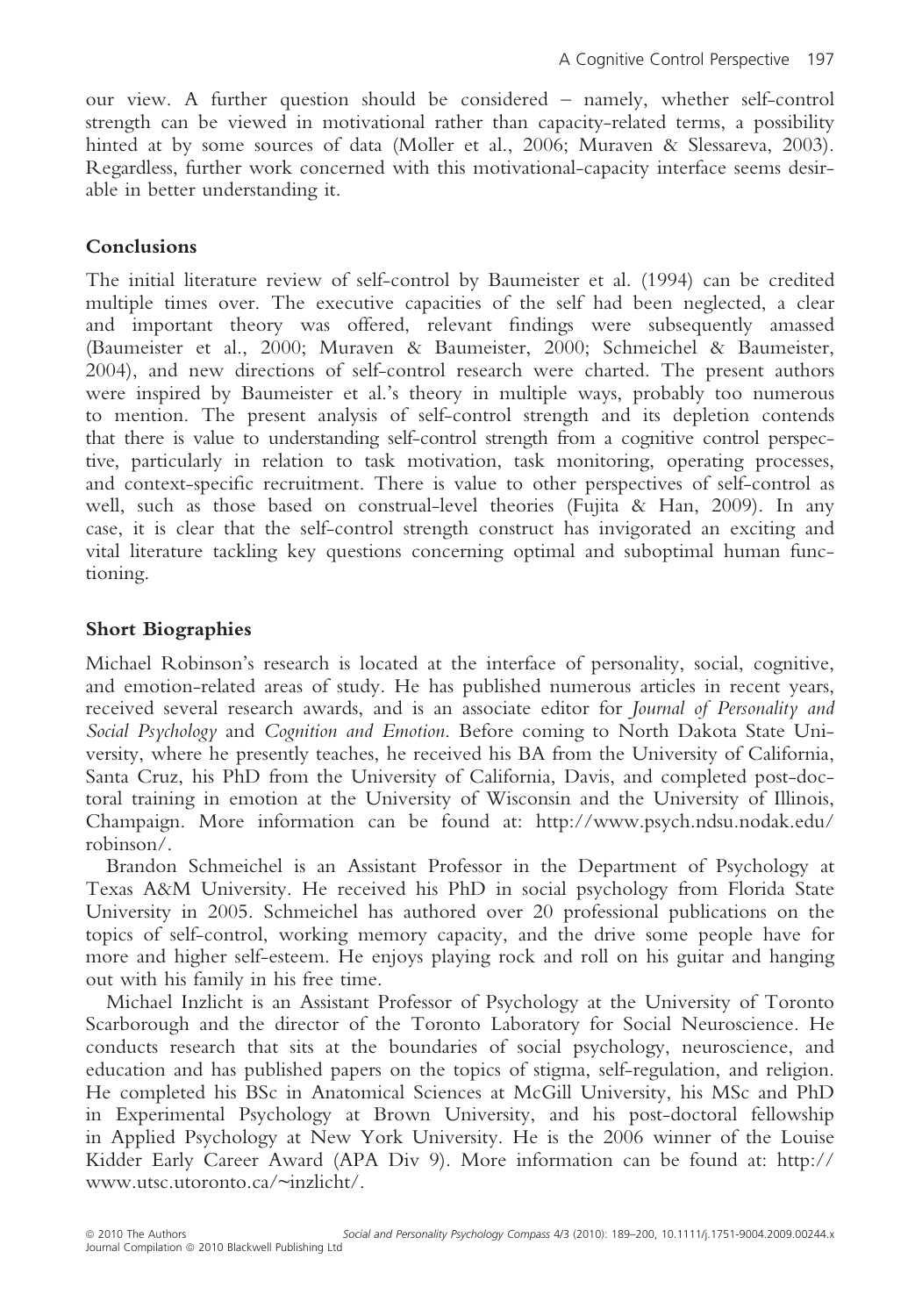our view. A further question should be considered – namely, whether self-control strength can be viewed in motivational rather than capacity-related terms, a possibility hinted at by some sources of data (Moller et al., 2006; Muraven & Slessareva, 2003). Regardless, further work concerned with this motivational-capacity interface seems desirable in better understanding it.

## Conclusions

The initial literature review of self-control by Baumeister et al. (1994) can be credited multiple times over. The executive capacities of the self had been neglected, a clear and important theory was offered, relevant findings were subsequently amassed (Baumeister et al., 2000; Muraven & Baumeister, 2000; Schmeichel & Baumeister, 2004), and new directions of self-control research were charted. The present authors were inspired by Baumeister et al.'s theory in multiple ways, probably too numerous to mention. The present analysis of self-control strength and its depletion contends that there is value to understanding self-control strength from a cognitive control perspective, particularly in relation to task motivation, task monitoring, operating processes, and context-specific recruitment. There is value to other perspectives of self-control as well, such as those based on construal-level theories (Fujita & Han, 2009). In any case, it is clear that the self-control strength construct has invigorated an exciting and vital literature tackling key questions concerning optimal and suboptimal human functioning.

## Short Biographies

Michael Robinson's research is located at the interface of personality, social, cognitive, and emotion-related areas of study. He has published numerous articles in recent years, received several research awards, and is an associate editor for *Journal of Personality and Social Psychology* and *Cognition and Emotion*. Before coming to North Dakota State University, where he presently teaches, he received his BA from the University of California, Santa Cruz, his PhD from the University of California, Davis, and completed post-doctoral training in emotion at the University of Wisconsin and the University of Illinois, Champaign. More information can be found at: http://www.psych.ndsu.nodak.edu/robinson/.

Brandon Schmeichel is an Assistant Professor in the Department of Psychology at Texas A&M University. He received his PhD in social psychology from Florida State University in 2005. Schmeichel has authored over 20 professional publications on the topics of self-control, working memory capacity, and the drive some people have for more and higher self-esteem. He enjoys playing rock and roll on his guitar and hanging out with his family in his free time.

Michael Inzlicht is an Assistant Professor of Psychology at the University of Toronto Scarborough and the director of the Toronto Laboratory for Social Neuroscience. He conducts research that sits at the boundaries of social psychology, neuroscience, and education and has published papers on the topics of stigma, self-regulation, and religion. He completed his BSc in Anatomical Sciences at McGill University, his MSc and PhD in Experimental Psychology at Brown University, and his post-doctoral fellowship in Applied Psychology at New York University. He is the 2006 winner of the Louise Kidder Early Career Award (APA Div 9). More information can be found at: http://www.utsc.utoronto.ca/~inzlicht/.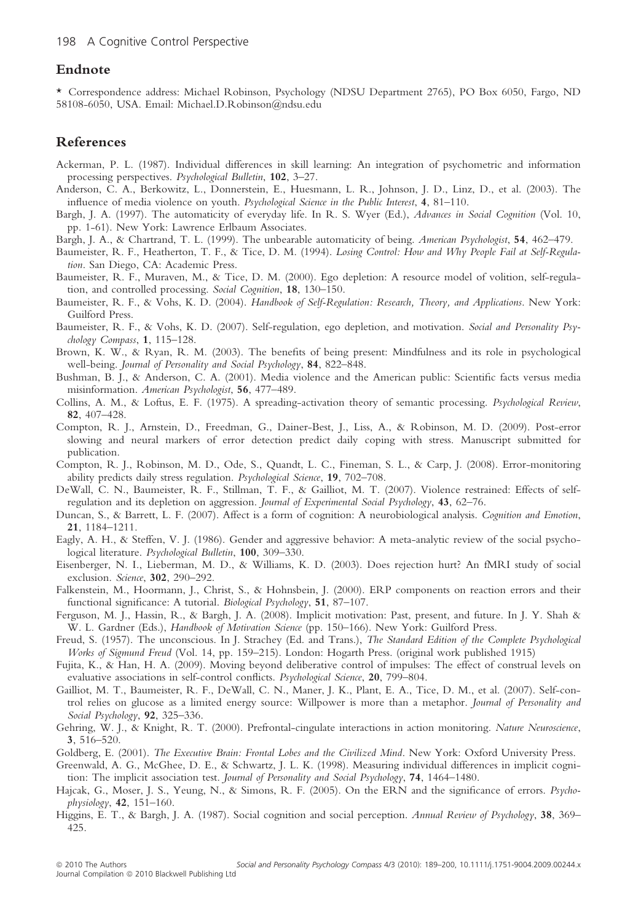## Endnote

\* Correspondence address: Michael Robinson, Psychology (NDSU Department 2765), PO Box 6050, Fargo, ND 58108-6050, USA. Email: Michael.D.Robinson@ndsu.edu

## References

Ackerman, P. L. (1987). Individual differences in skill learning: An integration of psychometric and information processing perspectives. *Psychological Bulletin*, **102**, 3–27.

Anderson, C. A., Berkowitz, L., Donnerstein, E., Huesmann, L. R., Johnson, J. D., Linz, D., et al. (2003). The influence of media violence on youth. *Psychological Science in the Public Interest*, **4**, 81–110.

Bargh, J. A. (1997). The automaticity of everyday life. In R. S. Wyer (Ed.), *Advances in Social Cognition* (Vol. 10, pp. 1-61). New York: Lawrence Erlbaum Associates.

Bargh, J. A., & Chartrand, T. L. (1999). The unbearable automaticity of being. *American Psychologist*, **54**, 462–479.

Baumeister, R. F., Heatherton, T. F., & Tice, D. M. (1994). *Losing Control: How and Why People Fail at Self-Regulation*. San Diego, CA: Academic Press.

Baumeister, R. F., Muraven, M., & Tice, D. M. (2000). Ego depletion: A resource model of volition, self-regulation, and controlled processing. *Social Cognition*, **18**, 130–150.

Baumeister, R. F., & Vohs, K. D. (2004). *Handbook of Self-Regulation: Research, Theory, and Applications*. New York: Guilford Press.

Baumeister, R. F., & Vohs, K. D. (2007). Self-regulation, ego depletion, and motivation. *Social and Personality Psychology Compass*, **1**, 115–128.

Brown, K. W., & Ryan, R. M. (2003). The benefits of being present: Mindfulness and its role in psychological well-being. *Journal of Personality and Social Psychology*, **84**, 822–848.

Bushman, B. J., & Anderson, C. A. (2001). Media violence and the American public: Scientific facts versus media misinformation. *American Psychologist*, **56**, 477–489.

Collins, A. M., & Loftus, E. F. (1975). A spreading-activation theory of semantic processing. *Psychological Review*, **82**, 407–428.

Compton, R. J., Arnstein, D., Freedman, G., Dainer-Best, J., Liss, A., & Robinson, M. D. (2009). Post-error slowing and neural markers of error detection predict daily coping with stress. Manuscript submitted for publication.

Compton, R. J., Robinson, M. D., Ode, S., Quandt, L. C., Fineman, S. L., & Carp, J. (2008). Error-monitoring ability predicts daily stress regulation. *Psychological Science*, **19**, 702–708.

DeWall, C. N., Baumeister, R. F., Stillman, T. F., & Gailliot, M. T. (2007). Violence restrained: Effects of self-regulation and its depletion on aggression. *Journal of Experimental Social Psychology*, **43**, 62–76.

Duncan, S., & Barrett, L. F. (2007). Affect is a form of cognition: A neurobiological analysis. *Cognition and Emotion*, **21**, 1184–1211.

Eagly, A. H., & Steffen, V. J. (1986). Gender and aggressive behavior: A meta-analytic review of the social psychological literature. *Psychological Bulletin*, **100**, 309–330.

Eisenberger, N. I., Lieberman, M. D., & Williams, K. D. (2003). Does rejection hurt? An fMRI study of social exclusion. *Science*, **302**, 290–292.

Falkenstein, M., Hoormann, J., Christ, S., & Hohnsbein, J. (2000). ERP components on reaction errors and their functional significance: A tutorial. *Biological Psychology*, **51**, 87–107.

Ferguson, M. J., Hassin, R., & Bargh, J. A. (2008). Implicit motivation: Past, present, and future. In J. Y. Shah & W. L. Gardner (Eds.), *Handbook of Motivation Science* (pp. 150–166). New York: Guilford Press.

Freud, S. (1957). The unconscious. In J. Strachey (Ed. and Trans.), *The Standard Edition of the Complete Psychological Works of Sigmund Freud* (Vol. 14, pp. 159–215). London: Hogarth Press. (original work published 1915)

Fujita, K., & Han, H. A. (2009). Moving beyond deliberative control of impulses: The effect of construal levels on evaluative associations in self-control conflicts. *Psychological Science*, **20**, 799–804.

Gailliot, M. T., Baumeister, R. F., DeWall, C. N., Maner, J. K., Plant, E. A., Tice, D. M., et al. (2007). Self-control relies on glucose as a limited energy source: Willpower is more than a metaphor. *Journal of Personality and Social Psychology*, **92**, 325–336.

Gehring, W. J., & Knight, R. T. (2000). Prefrontal-cingulate interactions in action monitoring. *Nature Neuroscience*, **3**, 516–520.

Goldberg, E. (2001). *The Executive Brain: Frontal Lobes and the Civilized Mind*. New York: Oxford University Press.

Greenwald, A. G., McGhee, D. E., & Schwartz, J. L. K. (1998). Measuring individual differences in implicit cognition: The implicit association test. *Journal of Personality and Social Psychology*, **74**, 1464–1480.

Hajcak, G., Moser, J. S., Yeung, N., & Simons, R. F. (2005). On the ERN and the significance of errors. *Psychophysiology*, **42**, 151–160.

Higgins, E. T., & Bargh, J. A. (1987). Social cognition and social perception. *Annual Review of Psychology*, **38**, 369–425.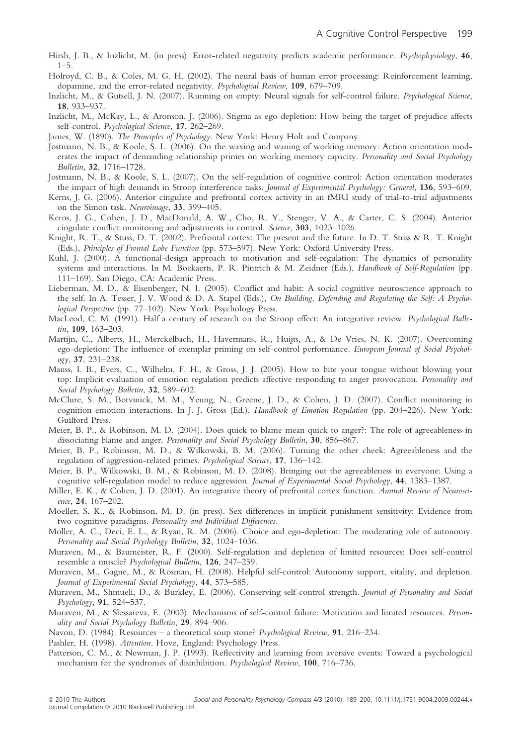Hirsh, J. B., & Inzlicht, M. (in press). Error-related negativity predicts academic performance. *Psychophysiology*, **46**, 1–5.

Holroyd, C. B., & Coles, M. G. H. (2002). The neural basis of human error processing: Reinforcement learning, dopamine, and the error-related negativity. *Psychological Review*, **109**, 679–709.

Inzlicht, M., & Gutsell, J. N. (2007). Running on empty: Neural signals for self-control failure. *Psychological Science*, **18**, 933–937.

Inzlicht, M., McKay, L., & Aronson, J. (2006). Stigma as ego depletion: How being the target of prejudice affects self-control. *Psychological Science*, **17**, 262–269.

James, W. (1890). *The Principles of Psychology*. New York: Henry Holt and Company.

Jostmann, N. B., & Koole, S. L. (2006). On the waxing and waning of working memory: Action orientation moderates the impact of demanding relationship primes on working memory capacity. *Personality and Social Psychology Bulletin*, **32**, 1716–1728.

Jostmann, N. B., & Koole, S. L. (2007). On the self-regulation of cognitive control: Action orientation moderates the impact of high demands in Stroop interference tasks. *Journal of Experimental Psychology: General*, **136**, 593–609.

Kerns, J. G. (2006). Anterior cingulate and prefrontal cortex activity in an fMRI study of trial-to-trial adjustments on the Simon task. *Neuroimage*, **33**, 399–405.

Kerns, J. G., Cohen, J. D., MacDonald, A. W., Cho, R. Y., Stenger, V. A., & Carter, C. S. (2004). Anterior cingulate conflict monitoring and adjustments in control. *Science*, **303**, 1023–1026.

Knight, R. T., & Stuss, D. T. (2002). Prefrontal cortex: The present and the future. In D. T. Stuss & R. T. Knight (Eds.), *Principles of Frontal Lobe Function* (pp. 573–597). New York: Oxford University Press.

Kuhl, J. (2000). A functional-design approach to motivation and self-regulation: The dynamics of personality systems and interactions. In M. Boekaerts, P. R. Pintrich & M. Zeidner (Eds.), *Handbook of Self-Regulation* (pp. 111–169). San Diego, CA: Academic Press.

Lieberman, M. D., & Eisenberger, N. I. (2005). Conflict and habit: A social cognitive neuroscience approach to the self. In A. Tesser, J. V. Wood & D. A. Stapel (Eds.), *On Building, Defending and Regulating the Self: A Psychological Perspective* (pp. 77–102). New York: Psychology Press.

MacLeod, C. M. (1991). Half a century of research on the Stroop effect: An integrative review. *Psychological Bulletin*, **109**, 163–203.

Martijn, C., Alberts, H., Merckelbach, H., Havermans, R., Huijts, A., & De Vries, N. K. (2007). Overcoming ego-depletion: The influence of exemplar priming on self-control performance. *European Journal of Social Psychology*, **37**, 231–238.

Mauss, I. B., Evers, C., Wilhelm, F. H., & Gross, J. J. (2005). How to bite your tongue without blowing your top: Implicit evaluation of emotion regulation predicts affective responding to anger provocation. *Personality and Social Psychology Bulletin*, **32**, 589–602.

McClure, S. M., Botvinick, M. M., Yeung, N., Greene, J. D., & Cohen, J. D. (2007). Conflict monitoring in cognition-emotion interactions. In J. J. Gross (Ed.), *Handbook of Emotion Regulation* (pp. 204–226). New York: Guilford Press.

Meier, B. P., & Robinson, M. D. (2004). Does quick to blame mean quick to anger?: The role of agreeableness in dissociating blame and anger. *Personality and Social Psychology Bulletin*, **30**, 856–867.

Meier, B. P., Robinson, M. D., & Wilkowski, B. M. (2006). Turning the other cheek: Agreeableness and the regulation of aggression-related primes. *Psychological Science*, **17**, 136–142.

Meier, B. P., Wilkowski, B. M., & Robinson, M. D. (2008). Bringing out the agreeableness in everyone: Using a cognitive self-regulation model to reduce aggression. *Journal of Experimental Social Psychology*, **44**, 1383–1387.

Miller, E. K., & Cohen, J. D. (2001). An integrative theory of prefrontal cortex function. *Annual Review of Neuroscience*, **24**, 167–202.

Moeller, S. K., & Robinson, M. D. (in press). Sex differences in implicit punishment sensitivity: Evidence from two cognitive paradigms. *Personality and Individual Differences*.

Moller, A. C., Deci, E. L., & Ryan, R. M. (2006). Choice and ego-depletion: The moderating role of autonomy. *Personality and Social Psychology Bulletin*, **32**, 1024–1036.

Muraven, M., & Baumeister, R. F. (2000). Self-regulation and depletion of limited resources: Does self-control resemble a muscle? *Psychological Bulletin*, **126**, 247–259.

Muraven, M., Gagne, M., & Rosman, H. (2008). Helpful self-control: Autonomy support, vitality, and depletion. *Journal of Experimental Social Psychology*, **44**, 573–585.

Muraven, M., Shmueli, D., & Burkley, E. (2006). Conserving self-control strength. *Journal of Personality and Social Psychology*, **91**, 524–537.

Muraven, M., & Slessareva, E. (2003). Mechanisms of self-control failure: Motivation and limited resources. *Personality and Social Psychology Bulletin*, **29**, 894–906.

Navon, D. (1984). Resources – a theoretical soup stone? *Psychological Review*, **91**, 216–234.

Pashler, H. (1998). *Attention*. Hove, England: Psychology Press.

Patterson, C. M., & Newman, J. P. (1993). Reflectivity and learning from aversive events: Toward a psychological mechanism for the syndromes of disinhibition. *Psychological Review*, **100**, 716–736.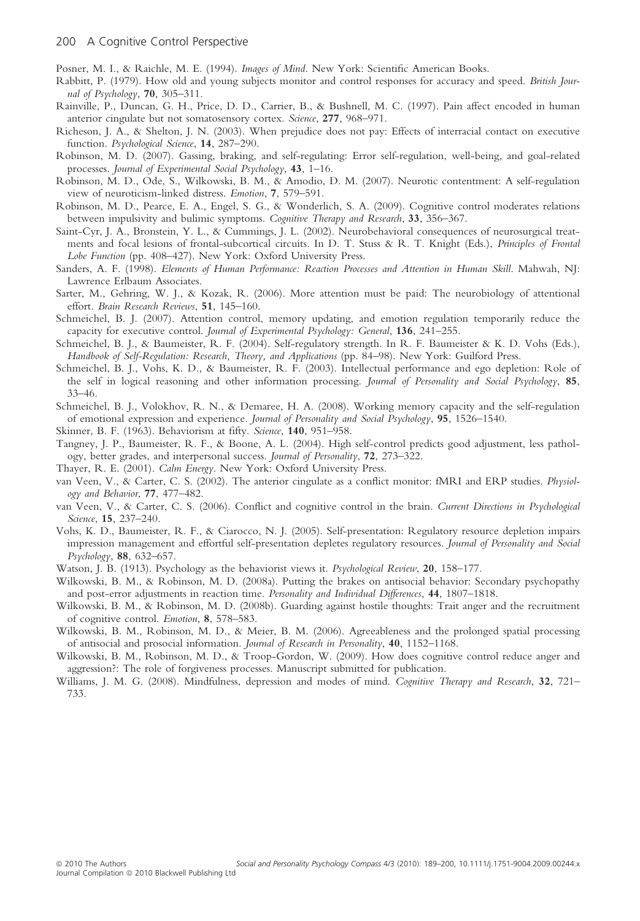Posner, M. I., & Raichle, M. E. (1994). *Images of Mind*. New York: Scientific American Books.

Rabbitt, P. (1979). How old and young subjects monitor and control responses for accuracy and speed. *British Journal of Psychology*, **70**, 305–311.

Rainville, P., Duncan, G. H., Price, D. D., Carrier, B., & Bushnell, M. C. (1997). Pain affect encoded in human anterior cingulate but not somatosensory cortex. *Science*, **277**, 968–971.

Richeson, J. A., & Shelton, J. N. (2003). When prejudice does not pay: Effects of interracial contact on executive function. *Psychological Science*, **14**, 287–290.

Robinson, M. D. (2007). Gassing, braking, and self-regulating: Error self-regulation, well-being, and goal-related processes. *Journal of Experimental Social Psychology*, **43**, 1–16.

Robinson, M. D., Ode, S., Wilkowski, B. M., & Amodio, D. M. (2007). Neurotic contentment: A self-regulation view of neuroticism-linked distress. *Emotion*, **7**, 579–591.

Robinson, M. D., Pearce, E. A., Engel, S. G., & Wonderlich, S. A. (2009). Cognitive control moderates relations between impulsivity and bulimic symptoms. *Cognitive Therapy and Research*, **33**, 356–367.

Saint-Cyr, J. A., Bronstein, Y. L., & Cummings, J. L. (2002). Neurobehavioral consequences of neurosurgical treatments and focal lesions of frontal-subcortical circuits. In D. T. Stuss & R. T. Knight (Eds.), *Principles of Frontal Lobe Function* (pp. 408–427). New York: Oxford University Press.

Sanders, A. F. (1998). *Elements of Human Performance: Reaction Processes and Attention in Human Skill*. Mahwah, NJ: Lawrence Erlbaum Associates.

Sarter, M., Gehring, W. J., & Kozak, R. (2006). More attention must be paid: The neurobiology of attentional effort. *Brain Research Reviews*, **51**, 145–160.

Schmeichel, B. J. (2007). Attention control, memory updating, and emotion regulation temporarily reduce the capacity for executive control. *Journal of Experimental Psychology: General*, **136**, 241–255.

Schmeichel, B. J., & Baumeister, R. F. (2004). Self-regulatory strength. In R. F. Baumeister & K. D. Vohs (Eds.), *Handbook of Self-Regulation: Research, Theory, and Applications* (pp. 84–98). New York: Guilford Press.

Schmeichel, B. J., Vohs, K. D., & Baumeister, R. F. (2003). Intellectual performance and ego depletion: Role of the self in logical reasoning and other information processing. *Journal of Personality and Social Psychology*, **85**, 33–46.

Schmeichel, B. J., Volokhov, R. N., & Demaree, H. A. (2008). Working memory capacity and the self-regulation of emotional expression and experience. *Journal of Personality and Social Psychology*, **95**, 1526–1540.

Skinner, B. F. (1963). Behaviorism at fifty. *Science*, **140**, 951–958.

Tangney, J. P., Baumeister, R. F., & Boone, A. L. (2004). High self-control predicts good adjustment, less pathology, better grades, and interpersonal success. *Journal of Personality*, **72**, 273–322.

Thayer, R. E. (2001). *Calm Energy*. New York: Oxford University Press.

van Veen, V., & Carter, C. S. (2002). The anterior cingulate as a conflict monitor: fMRI and ERP studies. *Physiology and Behavior*, **77**, 477–482.

van Veen, V., & Carter, C. S. (2006). Conflict and cognitive control in the brain. *Current Directions in Psychological Science*, **15**, 237–240.

Vohs, K. D., Baumeister, R. F., & Ciarocco, N. J. (2005). Self-presentation: Regulatory resource depletion impairs impression management and effortful self-presentation depletes regulatory resources. *Journal of Personality and Social Psychology*, **88**, 632–657.

Watson, J. B. (1913). Psychology as the behaviorist views it. *Psychological Review*, **20**, 158–177.

Wilkowski, B. M., & Robinson, M. D. (2008a). Putting the brakes on antisocial behavior: Secondary psychopathy and post-error adjustments in reaction time. *Personality and Individual Differences*, **44**, 1807–1818.

Wilkowski, B. M., & Robinson, M. D. (2008b). Guarding against hostile thoughts: Trait anger and the recruitment of cognitive control. *Emotion*, **8**, 578–583.

Wilkowski, B. M., Robinson, M. D., & Meier, B. M. (2006). Agreeableness and the prolonged spatial processing of antisocial and prosocial information. *Journal of Research in Personality*, **40**, 1152–1168.

Wilkowski, B. M., Robinson, M. D., & Troop-Gordon, W. (2009). How does cognitive control reduce anger and aggression?: The role of forgiveness processes. Manuscript submitted for publication.

Williams, J. M. G. (2008). Mindfulness, depression and modes of mind. *Cognitive Therapy and Research*, **32**, 721–733.